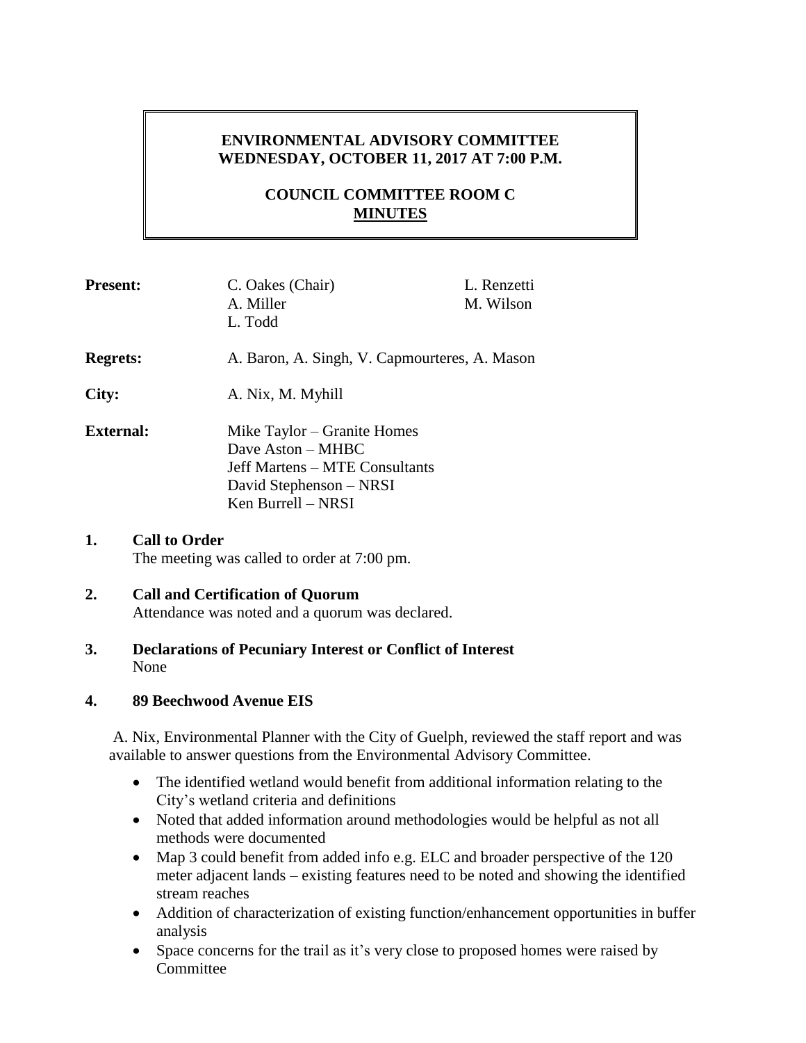**ENVIRONMENTAL ADVISORY COMMITTEE**
**WEDNESDAY, OCTOBER 11, 2017 AT 7:00 P.M.**

**COUNCIL COMMITTEE ROOM C**
**MINUTES**

**Present:** C. Oakes (Chair), A. Miller, L. Todd, L. Renzetti, M. Wilson

**Regrets:** A. Baron, A. Singh, V. Capmourteres, A. Mason

**City:** A. Nix, M. Myhill

**External:**
Mike Taylor – Granite Homes
Dave Aston – MHBC
Jeff Martens – MTE Consultants
David Stephenson – NRSI
Ken Burrell – NRSI

1. **Call to Order**
   The meeting was called to order at 7:00 pm.

2. **Call and Certification of Quorum**
   Attendance was noted and a quorum was declared.

3. **Declarations of Pecuniary Interest or Conflict of Interest**
   None

4. **89 Beechwood Avenue EIS**

   A. Nix, Environmental Planner with the City of Guelph, reviewed the staff report and was available to answer questions from the Environmental Advisory Committee.

   - The identified wetland would benefit from additional information relating to the City's wetland criteria and definitions
   - Noted that added information around methodologies would be helpful as not all methods were documented
   - Map 3 could benefit from added info e.g. ELC and broader perspective of the 120 meter adjacent lands – existing features need to be noted and showing the identified stream reaches
   - Addition of characterization of existing function/enhancement opportunities in buffer analysis
   - Space concerns for the trail as it's very close to proposed homes were raised by Committee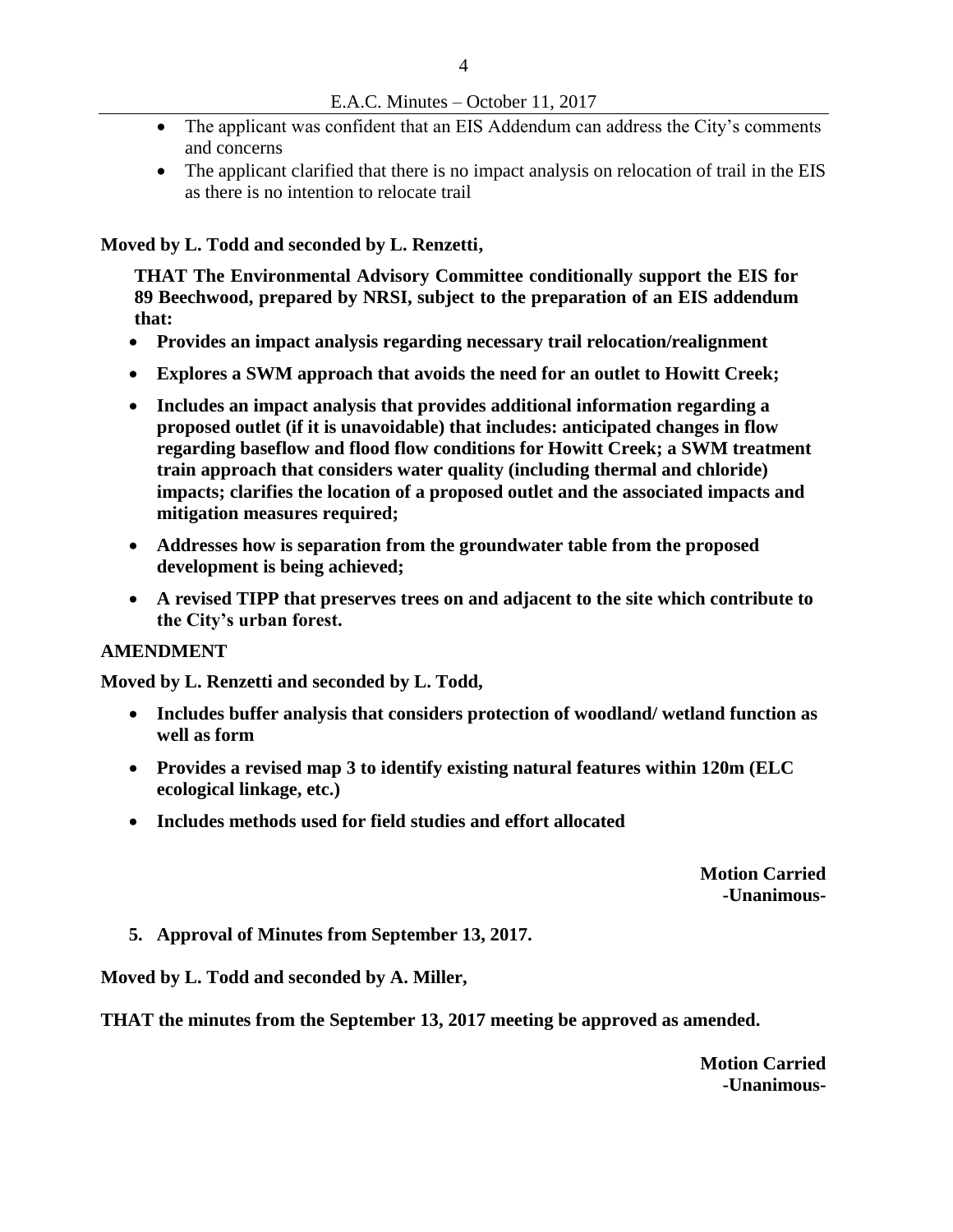- The applicant was confident that an EIS Addendum can address the City's comments and concerns
- The applicant clarified that there is no impact analysis on relocation of trail in the EIS as there is no intention to relocate trail

**Moved by L. Todd and seconded by L. Renzetti,**

**THAT The Environmental Advisory Committee conditionally support the EIS for 89 Beechwood, prepared by NRSI, subject to the preparation of an EIS addendum that:**

- **Provides an impact analysis regarding necessary trail relocation/realignment**
- **Explores a SWM approach that avoids the need for an outlet to Howitt Creek;**
- **Includes an impact analysis that provides additional information regarding a proposed outlet (if it is unavoidable) that includes: anticipated changes in flow regarding baseflow and flood flow conditions for Howitt Creek; a SWM treatment train approach that considers water quality (including thermal and chloride) impacts; clarifies the location of a proposed outlet and the associated impacts and mitigation measures required;**
- **Addresses how is separation from the groundwater table from the proposed development is being achieved;**
- **A revised TIPP that preserves trees on and adjacent to the site which contribute to the City's urban forest.**

**AMENDMENT**

**Moved by L. Renzetti and seconded by L. Todd,**

- **Includes buffer analysis that considers protection of woodland/ wetland function as well as form**
- **Provides a revised map 3 to identify existing natural features within 120m (ELC ecological linkage, etc.)**
- **Includes methods used for field studies and effort allocated**

**Motion Carried**
**-Unanimous-**

**5. Approval of Minutes from September 13, 2017.**

**Moved by L. Todd and seconded by A. Miller,**

**THAT the minutes from the September 13, 2017 meeting be approved as amended.**

**Motion Carried**
**-Unanimous-**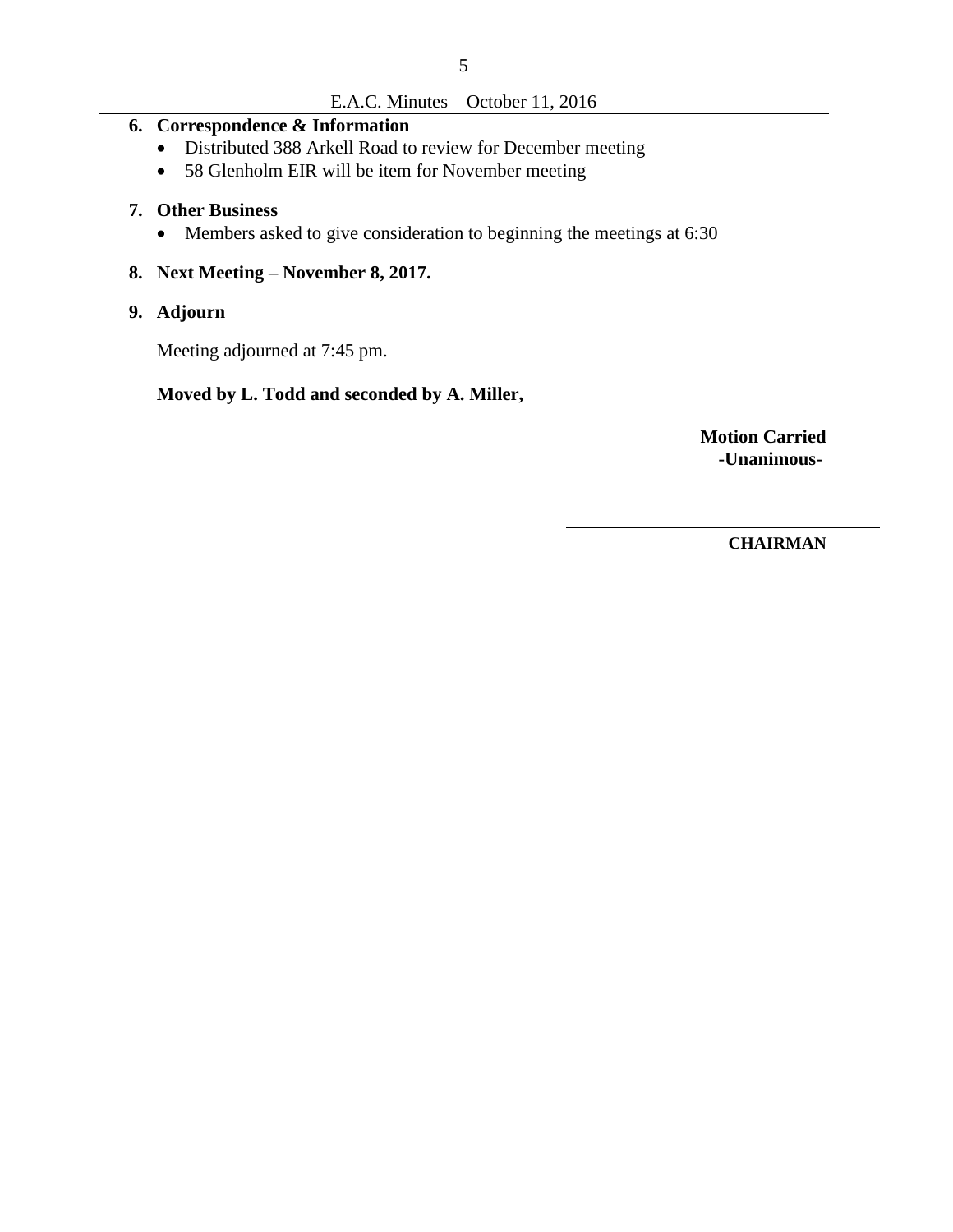**6. Correspondence & Information**

- Distributed 388 Arkell Road to review for December meeting
- 58 Glenholm EIR will be item for November meeting

**7. Other Business**

- Members asked to give consideration to beginning the meetings at 6:30

**8. Next Meeting – November 8, 2017.**

**9. Adjourn**

Meeting adjourned at 7:45 pm.

**Moved by L. Todd and seconded by A. Miller,**

**Motion Carried**
**-Unanimous-**

______________________________

**CHAIRMAN**